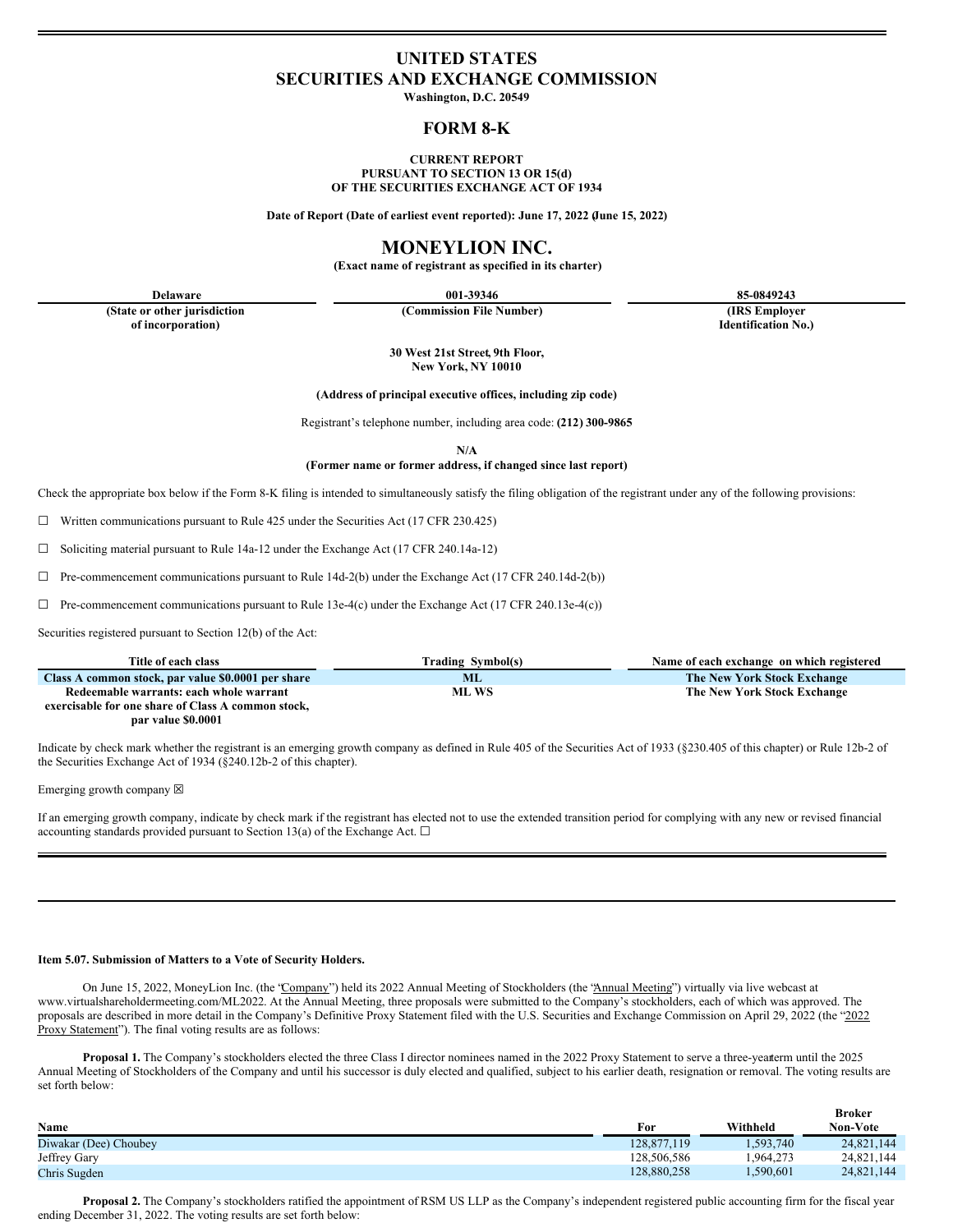# UNITED STATES
# SECURITIES AND EXCHANGE COMMISSION

**Washington, D.C. 20549**

## FORM 8-K

**CURRENT REPORT**
**PURSUANT TO SECTION 13 OR 15(d)**
**OF THE SECURITIES EXCHANGE ACT OF 1934**

**Date of Report (Date of earliest event reported): June 17, 2022 (June 15, 2022)**

# MONEYLION INC.

**(Exact name of registrant as specified in its charter)**

| Delaware | 001-39346 | 85-0849243 |
|---|---|---|
| (State or other jurisdiction of incorporation) | (Commission File Number) | (IRS Employer Identification No.) |

**30 West 21st Street, 9th Floor,**
**New York, NY 10010**

**(Address of principal executive offices, including zip code)**

Registrant's telephone number, including area code: **(212) 300-9865**

**N/A**
**(Former name or former address, if changed since last report)**

Check the appropriate box below if the Form 8-K filing is intended to simultaneously satisfy the filing obligation of the registrant under any of the following provisions:

☐ Written communications pursuant to Rule 425 under the Securities Act (17 CFR 230.425)

☐ Soliciting material pursuant to Rule 14a-12 under the Exchange Act (17 CFR 240.14a-12)

☐ Pre-commencement communications pursuant to Rule 14d-2(b) under the Exchange Act (17 CFR 240.14d-2(b))

☐ Pre-commencement communications pursuant to Rule 13e-4(c) under the Exchange Act (17 CFR 240.13e-4(c))

Securities registered pursuant to Section 12(b) of the Act:

| Title of each class | Trading Symbol(s) | Name of each exchange on which registered |
|---|---|---|
| Class A common stock, par value $0.0001 per share | ML | The New York Stock Exchange |
| Redeemable warrants: each whole warrant exercisable for one share of Class A common stock, par value $0.0001 | ML WS | The New York Stock Exchange |

Indicate by check mark whether the registrant is an emerging growth company as defined in Rule 405 of the Securities Act of 1933 (§230.405 of this chapter) or Rule 12b-2 of the Securities Exchange Act of 1934 (§240.12b-2 of this chapter).

Emerging growth company ☒

If an emerging growth company, indicate by check mark if the registrant has elected not to use the extended transition period for complying with any new or revised financial accounting standards provided pursuant to Section 13(a) of the Exchange Act. ☐

---

**Item 5.07. Submission of Matters to a Vote of Security Holders.**

On June 15, 2022, MoneyLion Inc. (the "Company") held its 2022 Annual Meeting of Stockholders (the "Annual Meeting") virtually via live webcast at www.virtualshareholdermeeting.com/ML2022. At the Annual Meeting, three proposals were submitted to the Company's stockholders, each of which was approved. The proposals are described in more detail in the Company's Definitive Proxy Statement filed with the U.S. Securities and Exchange Commission on April 29, 2022 (the "2022 Proxy Statement"). The final voting results are as follows:

**Proposal 1.** The Company's stockholders elected the three Class I director nominees named in the 2022 Proxy Statement to serve a three-year term until the 2025 Annual Meeting of Stockholders of the Company and until his successor is duly elected and qualified, subject to his earlier death, resignation or removal. The voting results are set forth below:

| Name | For | Withheld | Broker Non-Vote |
|---|---|---|---|
| Diwakar (Dee) Choubey | 128,877,119 | 1,593,740 | 24,821,144 |
| Jeffrey Gary | 128,506,586 | 1,964,273 | 24,821,144 |
| Chris Sugden | 128,880,258 | 1,590,601 | 24,821,144 |

**Proposal 2.** The Company's stockholders ratified the appointment of RSM US LLP as the Company's independent registered public accounting firm for the fiscal year ending December 31, 2022. The voting results are set forth below: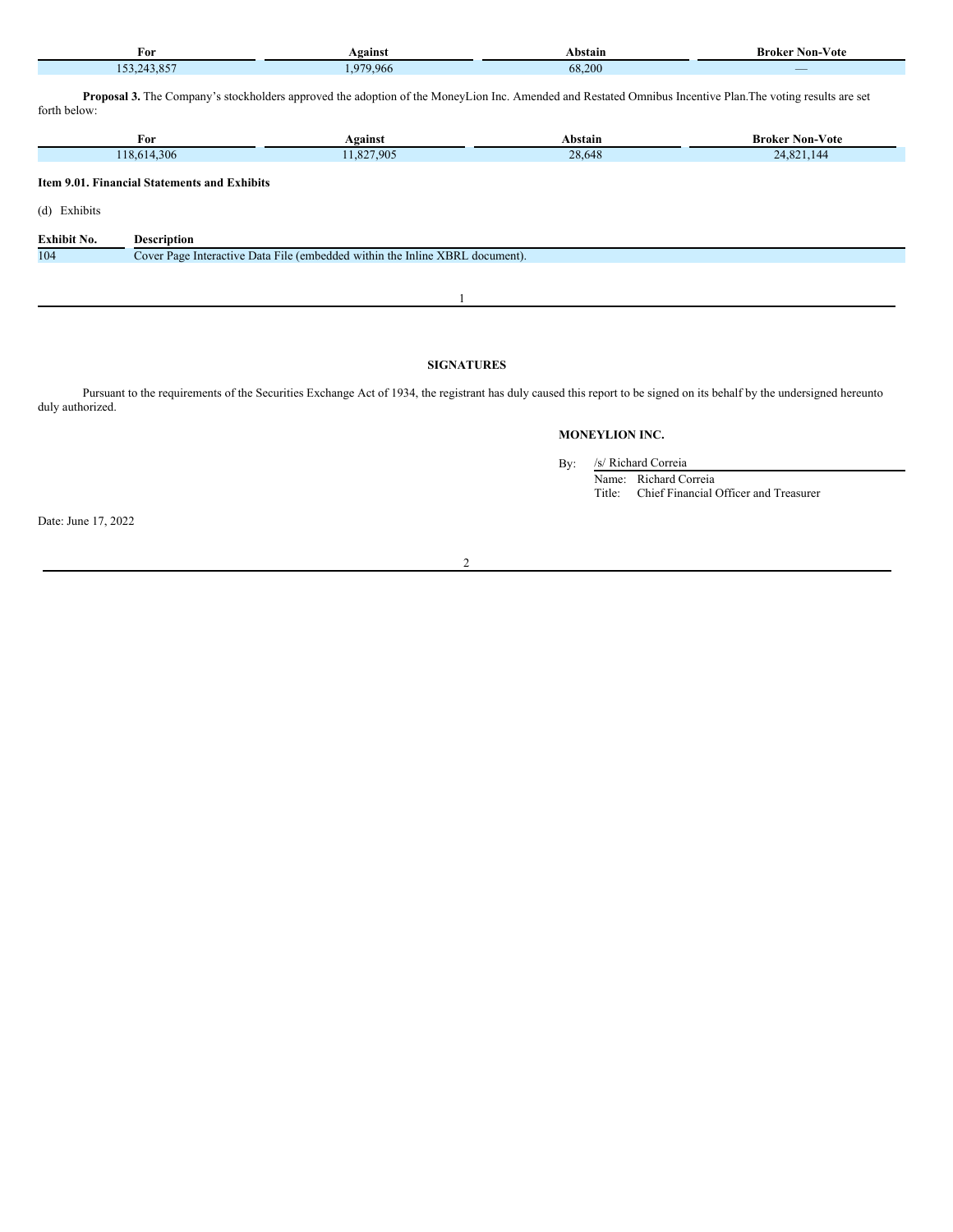| For | Against | Abstain | Broker Non-Vote |
| --- | --- | --- | --- |
| 153,243,857 | 1,979,966 | 68,200 | — |

**Proposal 3.** The Company's stockholders approved the adoption of the MoneyLion Inc. Amended and Restated Omnibus Incentive Plan.The voting results are set forth below:

| For | Against | Abstain | Broker Non-Vote |
| --- | --- | --- | --- |
| 118,614,306 | 11,827,905 | 28,648 | 24,821,144 |

**Item 9.01. Financial Statements and Exhibits**

(d) Exhibits

| Exhibit No. | Description |
| --- | --- |
| 104 | Cover Page Interactive Data File (embedded within the Inline XBRL document). |

**SIGNATURES**

Pursuant to the requirements of the Securities Exchange Act of 1934, the registrant has duly caused this report to be signed on its behalf by the undersigned hereunto duly authorized.

**MONEYLION INC.**

By: /s/ Richard Correia
Name: Richard Correia
Title: Chief Financial Officer and Treasurer

Date: June 17, 2022